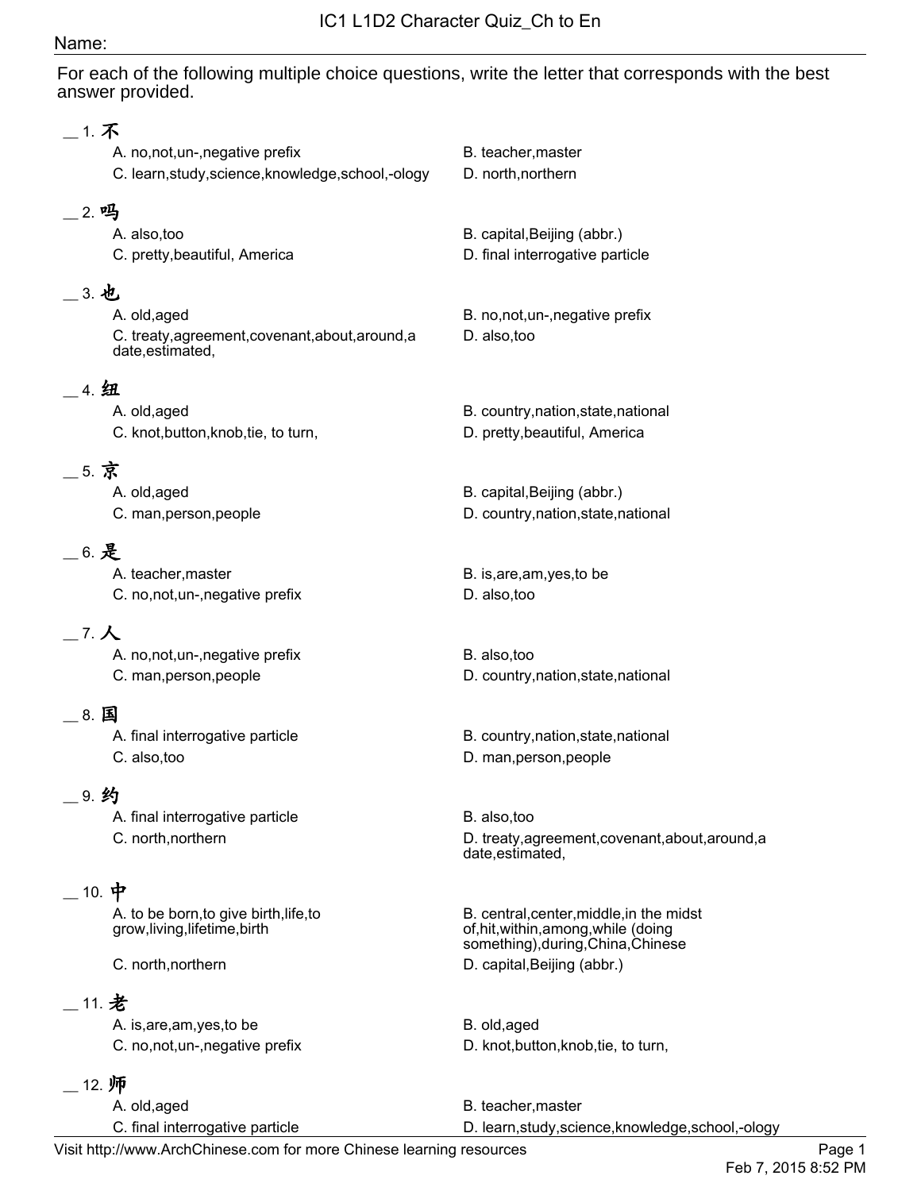# IC1 L1D2 Character Quiz_Ch to En

Name:

For each of the following multiple choice questions, write the letter that corresponds with the best answer provided.

__ 1. 不

A. no,not,un-,negative prefix
B. teacher,master
C. learn,study,science,knowledge,school,-ology
D. north,northern

__ 2. 吗

A. also,too
B. capital,Beijing (abbr.)
C. pretty,beautiful, America
D. final interrogative particle

__ 3. 也

A. old,aged
B. no,not,un-,negative prefix
C. treaty,agreement,covenant,about,around,a date,estimated,
D. also,too

__ 4. 纽

A. old,aged
B. country,nation,state,national
C. knot,button,knob,tie, to turn,
D. pretty,beautiful, America

__ 5. 京

A. old,aged
B. capital,Beijing (abbr.)
C. man,person,people
D. country,nation,state,national

__ 6. 是

A. teacher,master
B. is,are,am,yes,to be
C. no,not,un-,negative prefix
D. also,too

__ 7. 人

A. no,not,un-,negative prefix
B. also,too
C. man,person,people
D. country,nation,state,national

__ 8. 国

A. final interrogative particle
B. country,nation,state,national
C. also,too
D. man,person,people

__ 9. 约

A. final interrogative particle
B. also,too
C. north,northern
D. treaty,agreement,covenant,about,around,a date,estimated,

__ 10. 中

A. to be born,to give birth,life,to grow,living,lifetime,birth
B. central,center,middle,in the midst of,hit,within,among,while (doing something),during,China,Chinese
C. north,northern
D. capital,Beijing (abbr.)

__ 11. 老

A. is,are,am,yes,to be
B. old,aged
C. no,not,un-,negative prefix
D. knot,button,knob,tie, to turn,

__ 12. 师

A. old,aged
B. teacher,master
C. final interrogative particle
D. learn,study,science,knowledge,school,-ology

Visit http://www.ArchChinese.com for more Chinese learning resources

Feb 7, 2015 8:52 PM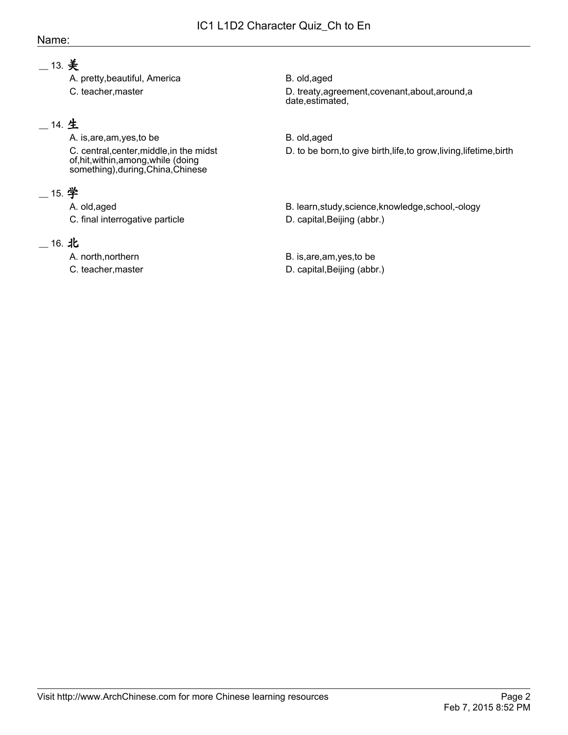Name:

__ 13. 美

A. pretty,beautiful, America

B. old,aged

C. teacher,master

D. treaty,agreement,covenant,about,around,a date,estimated,

__ 14. 生

A. is,are,am,yes,to be

B. old,aged

C. central,center,middle,in the midst of,hit,within,among,while (doing something),during,China,Chinese

D. to be born,to give birth,life,to grow,living,lifetime,birth

__ 15. 学

A. old,aged

B. learn,study,science,knowledge,school,-ology

C. final interrogative particle

D. capital,Beijing (abbr.)

__ 16. 北

A. north,northern

B. is,are,am,yes,to be

C. teacher,master

D. capital,Beijing (abbr.)